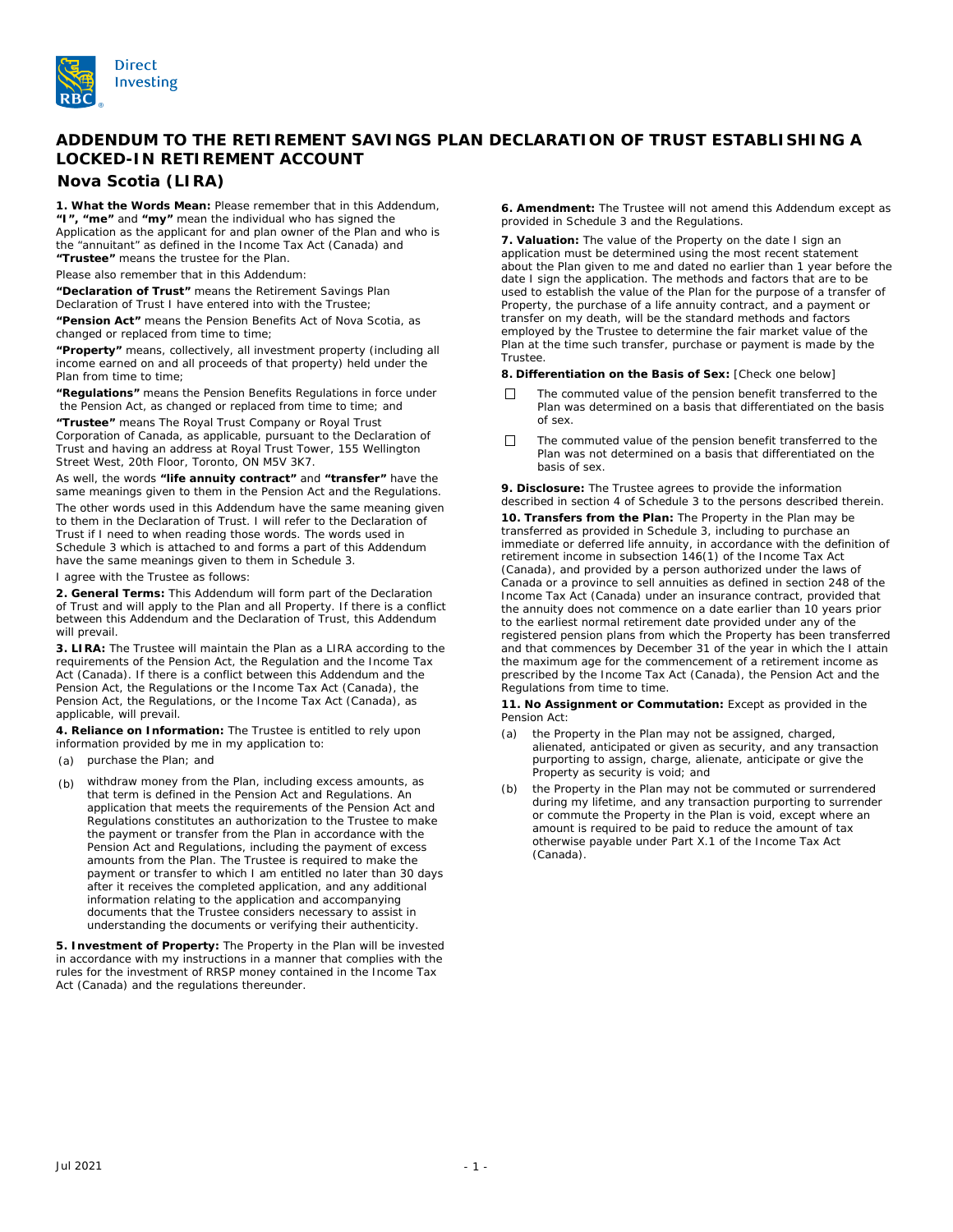Direct Investing

# ADDENDUM TO THE RETIREMENT SAVINGS PLAN DECLARATION OF TRUST ESTABLISHING A LOCKED-IN RETIREMENT ACCOUNT

## Nova Scotia (LIRA)

**1. What the Words Mean:** Please remember that in this Addendum, **"I", "me"** and **"my"** mean the individual who has signed the Application as the applicant for and plan owner of the Plan and who is the "annuitant" as defined in the Income Tax Act (Canada) and **"Trustee"** means the trustee for the Plan.

Please also remember that in this Addendum:

**"Declaration of Trust"** means the Retirement Savings Plan Declaration of Trust I have entered into with the Trustee;

**"Pension Act"** means the Pension Benefits Act of Nova Scotia, as changed or replaced from time to time;

**"Property"** means, collectively, all investment property (including all income earned on and all proceeds of that property) held under the Plan from time to time;

**"Regulations"** means the Pension Benefits Regulations in force under the Pension Act, as changed or replaced from time to time; and

**"Trustee"** means The Royal Trust Company or Royal Trust Corporation of Canada, as applicable, pursuant to the Declaration of Trust and having an address at Royal Trust Tower, 155 Wellington Street West, 20th Floor, Toronto, ON M5V 3K7.

As well, the words **"life annuity contract"** and **"transfer"** have the same meanings given to them in the Pension Act and the Regulations.

The other words used in this Addendum have the same meaning given to them in the Declaration of Trust. I will refer to the Declaration of Trust if I need to when reading those words. The words used in Schedule 3 which is attached to and forms a part of this Addendum have the same meanings given to them in Schedule 3.

I agree with the Trustee as follows:

**2. General Terms:** This Addendum will form part of the Declaration of Trust and will apply to the Plan and all Property. If there is a conflict between this Addendum and the Declaration of Trust, this Addendum will prevail.

**3. LIRA:** The Trustee will maintain the Plan as a LIRA according to the requirements of the Pension Act, the Regulation and the Income Tax Act (Canada). If there is a conflict between this Addendum and the Pension Act, the Regulations or the Income Tax Act (Canada), the Pension Act, the Regulations, or the Income Tax Act (Canada), as applicable, will prevail.

**4. Reliance on Information:** The Trustee is entitled to rely upon information provided by me in my application to:

(a) purchase the Plan; and

(b) withdraw money from the Plan, including excess amounts, as that term is defined in the Pension Act and Regulations. An application that meets the requirements of the Pension Act and Regulations constitutes an authorization to the Trustee to make the payment or transfer from the Plan in accordance with the Pension Act and Regulations, including the payment of excess amounts from the Plan. The Trustee is required to make the payment or transfer to which I am entitled no later than 30 days after it receives the completed application, and any additional information relating to the application and accompanying documents that the Trustee considers necessary to assist in understanding the documents or verifying their authenticity.

**5. Investment of Property:** The Property in the Plan will be invested in accordance with my instructions in a manner that complies with the rules for the investment of RRSP money contained in the Income Tax Act (Canada) and the regulations thereunder.

**6. Amendment:** The Trustee will not amend this Addendum except as provided in Schedule 3 and the Regulations.

**7. Valuation:** The value of the Property on the date I sign an application must be determined using the most recent statement about the Plan given to me and dated no earlier than 1 year before the date I sign the application. The methods and factors that are to be used to establish the value of the Plan for the purpose of a transfer of Property, the purchase of a life annuity contract, and a payment or transfer on my death, will be the standard methods and factors employed by the Trustee to determine the fair market value of the Plan at the time such transfer, purchase or payment is made by the Trustee.

**8. Differentiation on the Basis of Sex:** [Check one below]

☐ The commuted value of the pension benefit transferred to the Plan was determined on a basis that differentiated on the basis of sex.

☐ The commuted value of the pension benefit transferred to the Plan was not determined on a basis that differentiated on the basis of sex.

**9. Disclosure:** The Trustee agrees to provide the information described in section 4 of Schedule 3 to the persons described therein.

**10. Transfers from the Plan:** The Property in the Plan may be transferred as provided in Schedule 3, including to purchase an immediate or deferred life annuity, in accordance with the definition of retirement income in subsection 146(1) of the Income Tax Act (Canada), and provided by a person authorized under the laws of Canada or a province to sell annuities as defined in section 248 of the Income Tax Act (Canada) under an insurance contract, provided that the annuity does not commence on a date earlier than 10 years prior to the earliest normal retirement date provided under any of the registered pension plans from which the Property has been transferred and that commences by December 31 of the year in which the I attain the maximum age for the commencement of a retirement income as prescribed by the Income Tax Act (Canada), the Pension Act and the Regulations from time to time.

**11. No Assignment or Commutation:** Except as provided in the Pension Act:

(a) the Property in the Plan may not be assigned, charged, alienated, anticipated or given as security, and any transaction purporting to assign, charge, alienate, anticipate or give the Property as security is void; and

(b) the Property in the Plan may not be commuted or surrendered during my lifetime, and any transaction purporting to surrender or commute the Property in the Plan is void, except where an amount is required to be paid to reduce the amount of tax otherwise payable under Part X.1 of the Income Tax Act (Canada).

Jul 2021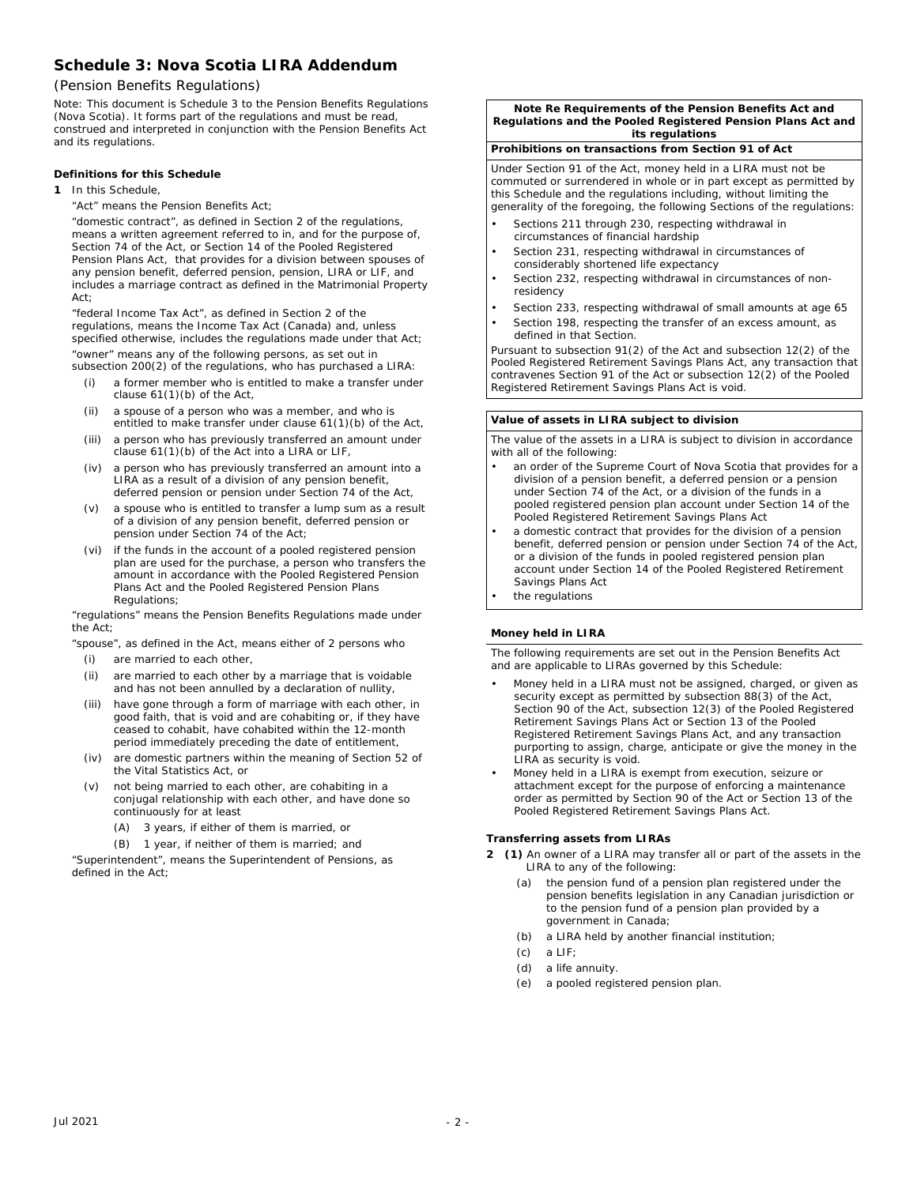## Schedule 3: Nova Scotia LIRA Addendum

(Pension Benefits Regulations)

Note: This document is Schedule 3 to the Pension Benefits Regulations (Nova Scotia). It forms part of the regulations and must be read, construed and interpreted in conjunction with the Pension Benefits Act and its regulations.

### Definitions for this Schedule

**1** In this Schedule,

"Act" means the Pension Benefits Act;

"domestic contract", as defined in Section 2 of the regulations, means a written agreement referred to in, and for the purpose of, Section 74 of the Act, or Section 14 of the Pooled Registered Pension Plans Act, that provides for a division between spouses of any pension benefit, deferred pension, pension, LIRA or LIF, and includes a marriage contract as defined in the Matrimonial Property Act;

"federal Income Tax Act", as defined in Section 2 of the regulations, means the Income Tax Act (Canada) and, unless specified otherwise, includes the regulations made under that Act;

"owner" means any of the following persons, as set out in subsection 200(2) of the regulations, who has purchased a LIRA:

- (i) a former member who is entitled to make a transfer under clause 61(1)(b) of the Act,
- (ii) a spouse of a person who was a member, and who is entitled to make transfer under clause 61(1)(b) of the Act,
- (iii) a person who has previously transferred an amount under clause 61(1)(b) of the Act into a LIRA or LIF,
- (iv) a person who has previously transferred an amount into a LIRA as a result of a division of any pension benefit, deferred pension or pension under Section 74 of the Act,
- (v) a spouse who is entitled to transfer a lump sum as a result of a division of any pension benefit, deferred pension or pension under Section 74 of the Act;
- (vi) if the funds in the account of a pooled registered pension plan are used for the purchase, a person who transfers the amount in accordance with the Pooled Registered Pension Plans Act and the Pooled Registered Pension Plans Regulations;

"regulations" means the Pension Benefits Regulations made under the Act;

"spouse", as defined in the Act, means either of 2 persons who

- (i) are married to each other,
- (ii) are married to each other by a marriage that is voidable and has not been annulled by a declaration of nullity,
- (iii) have gone through a form of marriage with each other, in good faith, that is void and are cohabiting or, if they have ceased to cohabit, have cohabited within the 12-month period immediately preceding the date of entitlement,
- (iv) are domestic partners within the meaning of Section 52 of the Vital Statistics Act, or
- (v) not being married to each other, are cohabiting in a conjugal relationship with each other, and have done so continuously for at least
  - (A) 3 years, if either of them is married, or
  - (B) 1 year, if neither of them is married; and

"Superintendent", means the Superintendent of Pensions, as defined in the Act;

**Note Re Requirements of the Pension Benefits Act and Regulations and the Pooled Registered Pension Plans Act and its regulations**

**Prohibitions on transactions from Section 91 of Act**

Under Section 91 of the Act, money held in a LIRA must not be commuted or surrendered in whole or in part except as permitted by this Schedule and the regulations including, without limiting the generality of the foregoing, the following Sections of the regulations:

- Sections 211 through 230, respecting withdrawal in circumstances of financial hardship
- Section 231, respecting withdrawal in circumstances of considerably shortened life expectancy
- Section 232, respecting withdrawal in circumstances of non-residency
- Section 233, respecting withdrawal of small amounts at age 65
- Section 198, respecting the transfer of an excess amount, as defined in that Section.

Pursuant to subsection 91(2) of the Act and subsection 12(2) of the Pooled Registered Retirement Savings Plans Act, any transaction that contravenes Section 91 of the Act or subsection 12(2) of the Pooled Registered Retirement Savings Plans Act is void.

**Value of assets in LIRA subject to division**

The value of the assets in a LIRA is subject to division in accordance with all of the following:

- an order of the Supreme Court of Nova Scotia that provides for a division of a pension benefit, a deferred pension or a pension under Section 74 of the Act, or a division of the funds in a pooled registered pension plan account under Section 14 of the Pooled Registered Retirement Savings Plans Act
- a domestic contract that provides for the division of a pension benefit, deferred pension or pension under Section 74 of the Act, or a division of the funds in pooled registered pension plan account under Section 14 of the Pooled Registered Retirement Savings Plans Act
- the regulations

### Money held in LIRA

The following requirements are set out in the Pension Benefits Act and are applicable to LIRAs governed by this Schedule:

- Money held in a LIRA must not be assigned, charged, or given as security except as permitted by subsection 88(3) of the Act, Section 90 of the Act, subsection 12(3) of the Pooled Registered Retirement Savings Plans Act or Section 13 of the Pooled Registered Retirement Savings Plans Act, and any transaction purporting to assign, charge, anticipate or give the money in the LIRA as security is void.
- Money held in a LIRA is exempt from execution, seizure or attachment except for the purpose of enforcing a maintenance order as permitted by Section 90 of the Act or Section 13 of the Pooled Registered Retirement Savings Plans Act.

### Transferring assets from LIRAs

**2** **(1)** An owner of a LIRA may transfer all or part of the assets in the LIRA to any of the following:

- (a) the pension fund of a pension plan registered under the pension benefits legislation in any Canadian jurisdiction or to the pension fund of a pension plan provided by a government in Canada;
- (b) a LIRA held by another financial institution;
- (c) a LIF;
- (d) a life annuity.
- (e) a pooled registered pension plan.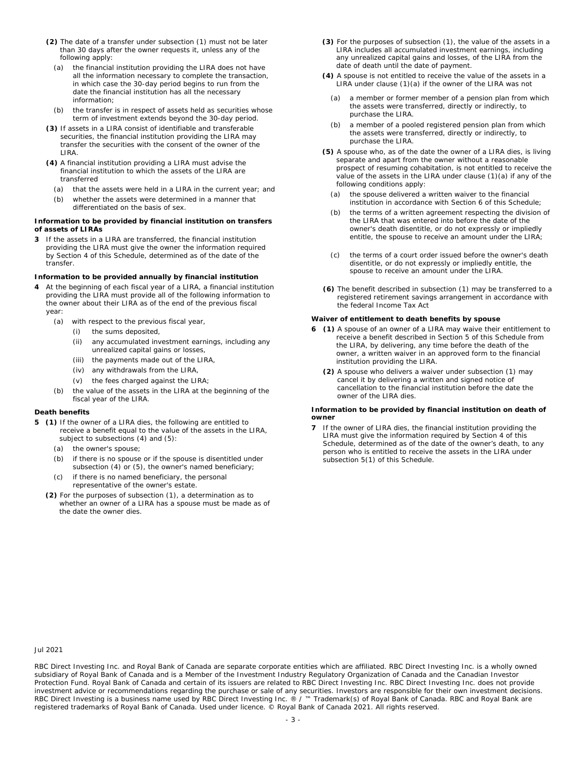**(2)** The date of a transfer under subsection (1) must not be later than 30 days after the owner requests it, unless any of the following apply:

(a) the financial institution providing the LIRA does not have all the information necessary to complete the transaction, in which case the 30-day period begins to run from the date the financial institution has all the necessary information;

(b) the transfer is in respect of assets held as securities whose term of investment extends beyond the 30-day period.

**(3)** If assets in a LIRA consist of identifiable and transferable securities, the financial institution providing the LIRA may transfer the securities with the consent of the owner of the LIRA.

**(4)** A financial institution providing a LIRA must advise the financial institution to which the assets of the LIRA are transferred

(a) that the assets were held in a LIRA in the current year; and

(b) whether the assets were determined in a manner that differentiated on the basis of sex.

**Information to be provided by financial institution on transfers of assets of LIRAs**

**3** If the assets in a LIRA are transferred, the financial institution providing the LIRA must give the owner the information required by Section 4 of this Schedule, determined as of the date of the transfer.

**Information to be provided annually by financial institution**

**4** At the beginning of each fiscal year of a LIRA, a financial institution providing the LIRA must provide all of the following information to the owner about their LIRA as of the end of the previous fiscal year:

(a) with respect to the previous fiscal year,

(i) the sums deposited,

(ii) any accumulated investment earnings, including any unrealized capital gains or losses,

(iii) the payments made out of the LIRA,

(iv) any withdrawals from the LIRA,

(v) the fees charged against the LIRA;

(b) the value of the assets in the LIRA at the beginning of the fiscal year of the LIRA.

**Death benefits**

**5** **(1)** If the owner of a LIRA dies, the following are entitled to receive a benefit equal to the value of the assets in the LIRA, subject to subsections (4) and (5):

(a) the owner's spouse;

(b) if there is no spouse or if the spouse is disentitled under subsection (4) or (5), the owner's named beneficiary;

(c) if there is no named beneficiary, the personal representative of the owner's estate.

**(2)** For the purposes of subsection (1), a determination as to whether an owner of a LIRA has a spouse must be made as of the date the owner dies.

**(3)** For the purposes of subsection (1), the value of the assets in a LIRA includes all accumulated investment earnings, including any unrealized capital gains and losses, of the LIRA from the date of death until the date of payment.

**(4)** A spouse is not entitled to receive the value of the assets in a LIRA under clause (1)(a) if the owner of the LIRA was not

(a) a member or former member of a pension plan from which the assets were transferred, directly or indirectly, to purchase the LIRA.

(b) a member of a pooled registered pension plan from which the assets were transferred, directly or indirectly, to purchase the LIRA.

**(5)** A spouse who, as of the date the owner of a LIRA dies, is living separate and apart from the owner without a reasonable prospect of resuming cohabitation, is not entitled to receive the value of the assets in the LIRA under clause (1)(a) if any of the following conditions apply:

(a) the spouse delivered a written waiver to the financial institution in accordance with Section 6 of this Schedule;

(b) the terms of a written agreement respecting the division of the LIRA that was entered into before the date of the owner's death disentitle, or do not expressly or impliedly entitle, the spouse to receive an amount under the LIRA;

(c) the terms of a court order issued before the owner's death disentitle, or do not expressly or impliedly entitle, the spouse to receive an amount under the LIRA.

**(6)** The benefit described in subsection (1) may be transferred to a registered retirement savings arrangement in accordance with the federal Income Tax Act

**Waiver of entitlement to death benefits by spouse**

**6** **(1)** A spouse of an owner of a LIRA may waive their entitlement to receive a benefit described in Section 5 of this Schedule from the LIRA, by delivering, any time before the death of the owner, a written waiver in an approved form to the financial institution providing the LIRA.

**(2)** A spouse who delivers a waiver under subsection (1) may cancel it by delivering a written and signed notice of cancellation to the financial institution before the date the owner of the LIRA dies.

**Information to be provided by financial institution on death of owner**

**7** If the owner of LIRA dies, the financial institution providing the LIRA must give the information required by Section 4 of this Schedule, determined as of the date of the owner's death, to any person who is entitled to receive the assets in the LIRA under subsection 5(1) of this Schedule.

Jul 2021

RBC Direct Investing Inc. and Royal Bank of Canada are separate corporate entities which are affiliated. RBC Direct Investing Inc. is a wholly owned subsidiary of Royal Bank of Canada and is a Member of the Investment Industry Regulatory Organization of Canada and the Canadian Investor Protection Fund. Royal Bank of Canada and certain of its issuers are related to RBC Direct Investing Inc. RBC Direct Investing Inc. does not provide investment advice or recommendations regarding the purchase or sale of any securities. Investors are responsible for their own investment decisions. RBC Direct Investing is a business name used by RBC Direct Investing Inc. ® / ™ Trademark(s) of Royal Bank of Canada. RBC and Royal Bank are registered trademarks of Royal Bank of Canada. Used under licence. © Royal Bank of Canada 2021. All rights reserved.